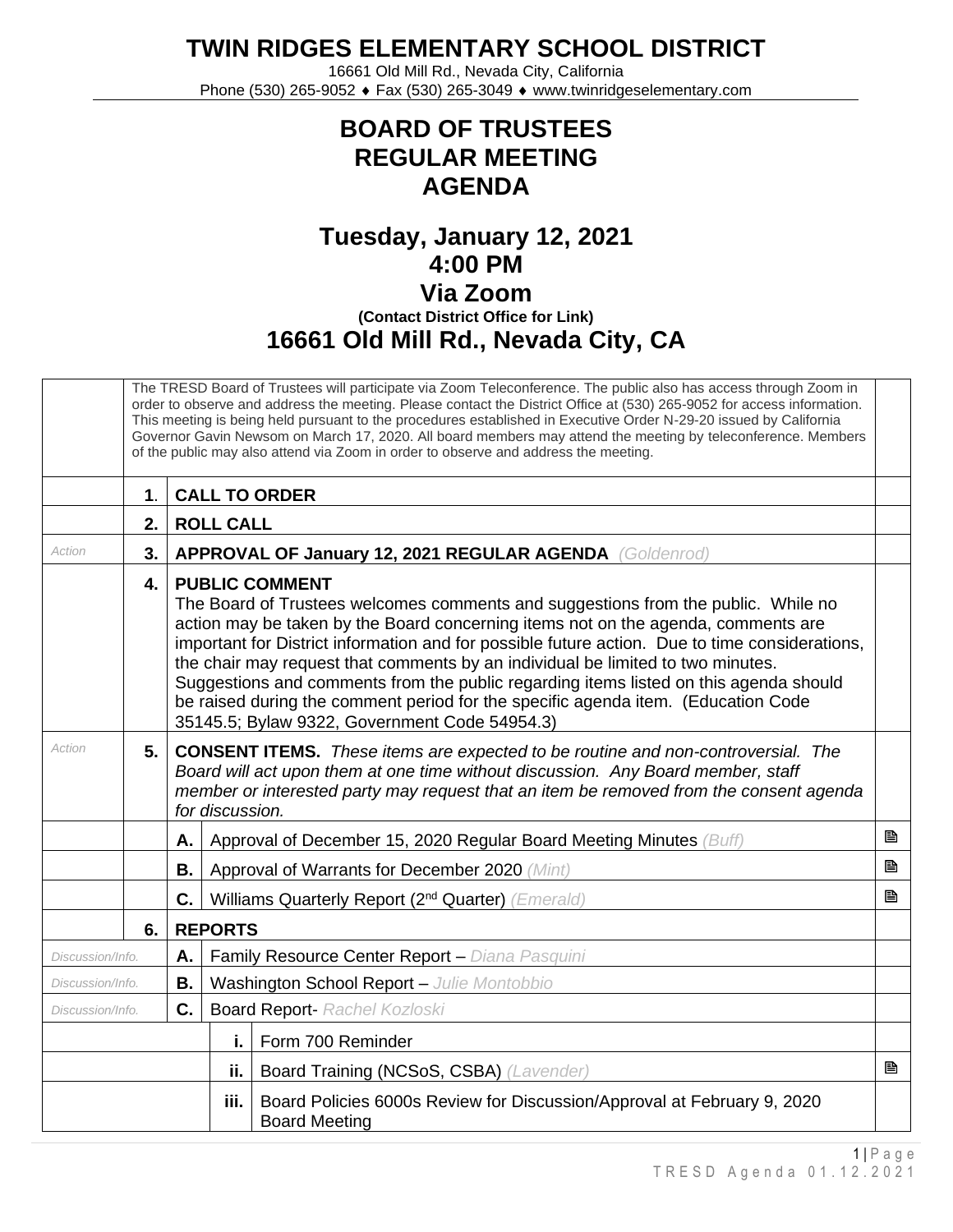# TWIN RIDGES ELEMENTARY SCHOOL DISTRICT

16661 Old Mill Rd., Nevada City, California
Phone (530) 265-9052 ♦ Fax (530) 265-3049 ♦ www.twinridgeselementary.com

## BOARD OF TRUSTEES
## REGULAR MEETING
## AGENDA

## Tuesday, January 12, 2021
## 4:00 PM
## Via Zoom
**(Contact District Office for Link)**
## 16661 Old Mill Rd., Nevada City, CA

| | | | | |
|---|---|---|---|---|
| | The TRESD Board of Trustees will participate via Zoom Teleconference. The public also has access through Zoom in order to observe and address the meeting. Please contact the District Office at (530) 265-9052 for access information. This meeting is being held pursuant to the procedures established in Executive Order N-29-20 issued by California Governor Gavin Newsom on March 17, 2020. All board members may attend the meeting by teleconference. Members of the public may also attend via Zoom in order to observe and address the meeting. | | | |
| | **1.** | **CALL TO ORDER** | | |
| | **2.** | **ROLL CALL** | | |
| *Action* | **3.** | **APPROVAL OF January 12, 2021 REGULAR AGENDA** *(Goldenrod)* | | |
| | **4.** | **PUBLIC COMMENT** The Board of Trustees welcomes comments and suggestions from the public. While no action may be taken by the Board concerning items not on the agenda, comments are important for District information and for possible future action. Due to time considerations, the chair may request that comments by an individual be limited to two minutes. Suggestions and comments from the public regarding items listed on this agenda should be raised during the comment period for the specific agenda item. (Education Code 35145.5; Bylaw 9322, Government Code 54954.3) | | |
| *Action* | **5.** | **CONSENT ITEMS.** *These items are expected to be routine and non-controversial. The Board will act upon them at one time without discussion. Any Board member, staff member or interested party may request that an item be removed from the consent agenda for discussion.* | | |
| | | **A.** | Approval of December 15, 2020 Regular Board Meeting Minutes *(Buff)* | 🖹 |
| | | **B.** | Approval of Warrants for December 2020 *(Mint)* | 🖹 |
| | | **C.** | Williams Quarterly Report (2nd Quarter) *(Emerald)* | 🖹 |
| | **6.** | **REPORTS** | | |
| *Discussion/Info.* | | **A.** | Family Resource Center Report – *Diana Pasquini* | |
| *Discussion/Info.* | | **B.** | Washington School Report – *Julie Montobbio* | |
| *Discussion/Info.* | | **C.** | Board Report- *Rachel Kozloski* | |
| | | **i.** | Form 700 Reminder | |
| | | **ii.** | Board Training (NCSoS, CSBA) *(Lavender)* | 🖹 |
| | | **iii.** | Board Policies 6000s Review for Discussion/Approval at February 9, 2020 Board Meeting | |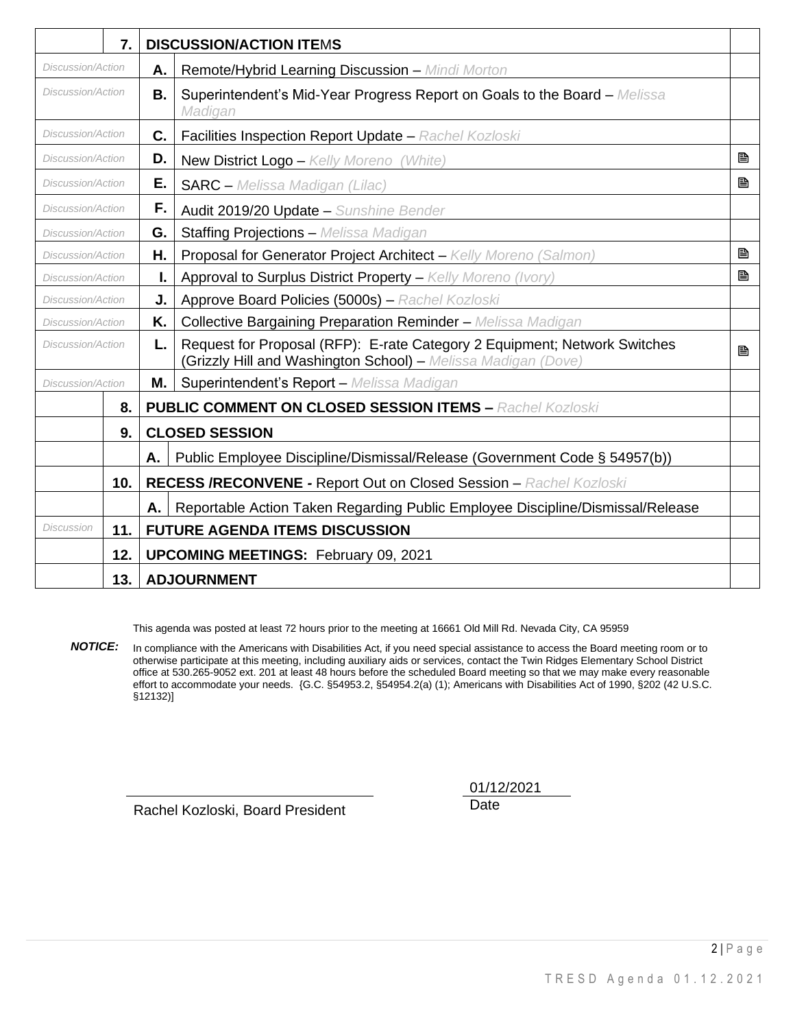| | | | | |
|---|---|---|---|---|
| | **7.** | **DISCUSSION/ACTION ITEMS** | | |
| *Discussion/Action* | | **A.** | Remote/Hybrid Learning Discussion – *Mindi Morton* | |
| *Discussion/Action* | | **B.** | Superintendent's Mid-Year Progress Report on Goals to the Board – *Melissa Madigan* | |
| *Discussion/Action* | | **C.** | Facilities Inspection Report Update – *Rachel Kozloski* | |
| *Discussion/Action* | | **D.** | New District Logo – *Kelly Moreno (White)* | 🖹 |
| *Discussion/Action* | | **E.** | SARC – *Melissa Madigan (Lilac)* | 🖹 |
| *Discussion/Action* | | **F.** | Audit 2019/20 Update – *Sunshine Bender* | |
| *Discussion/Action* | | **G.** | Staffing Projections – *Melissa Madigan* | |
| *Discussion/Action* | | **H.** | Proposal for Generator Project Architect – *Kelly Moreno (Salmon)* | 🖹 |
| *Discussion/Action* | | **I.** | Approval to Surplus District Property – *Kelly Moreno (Ivory)* | 🖹 |
| *Discussion/Action* | | **J.** | Approve Board Policies (5000s) – *Rachel Kozloski* | |
| *Discussion/Action* | | **K.** | Collective Bargaining Preparation Reminder – *Melissa Madigan* | |
| *Discussion/Action* | | **L.** | Request for Proposal (RFP): E-rate Category 2 Equipment; Network Switches (Grizzly Hill and Washington School) – *Melissa Madigan (Dove)* | 🖹 |
| *Discussion/Action* | | **M.** | Superintendent's Report – *Melissa Madigan* | |
| | **8.** | **PUBLIC COMMENT ON CLOSED SESSION ITEMS –** *Rachel Kozloski* | | |
| | **9.** | **CLOSED SESSION** | | |
| | | **A.** | Public Employee Discipline/Dismissal/Release (Government Code § 54957(b)) | |
| | **10.** | **RECESS /RECONVENE -** Report Out on Closed Session – *Rachel Kozloski* | | |
| | | **A.** | Reportable Action Taken Regarding Public Employee Discipline/Dismissal/Release | |
| *Discussion* | **11.** | **FUTURE AGENDA ITEMS DISCUSSION** | | |
| | **12.** | **UPCOMING MEETINGS:** February 09, 2021 | | |
| | **13.** | **ADJOURNMENT** | | |

This agenda was posted at least 72 hours prior to the meeting at 16661 Old Mill Rd. Nevada City, CA 95959

***NOTICE:*** In compliance with the Americans with Disabilities Act, if you need special assistance to access the Board meeting room or to otherwise participate at this meeting, including auxiliary aids or services, contact the Twin Ridges Elementary School District office at 530.265-9052 ext. 201 at least 48 hours before the scheduled Board meeting so that we may make every reasonable effort to accommodate your needs. {G.C. §54953.2, §54954.2(a) (1); Americans with Disabilities Act of 1990, §202 (42 U.S.C. §12132)]

Rachel Kozloski, Board President

01/12/2021
Date